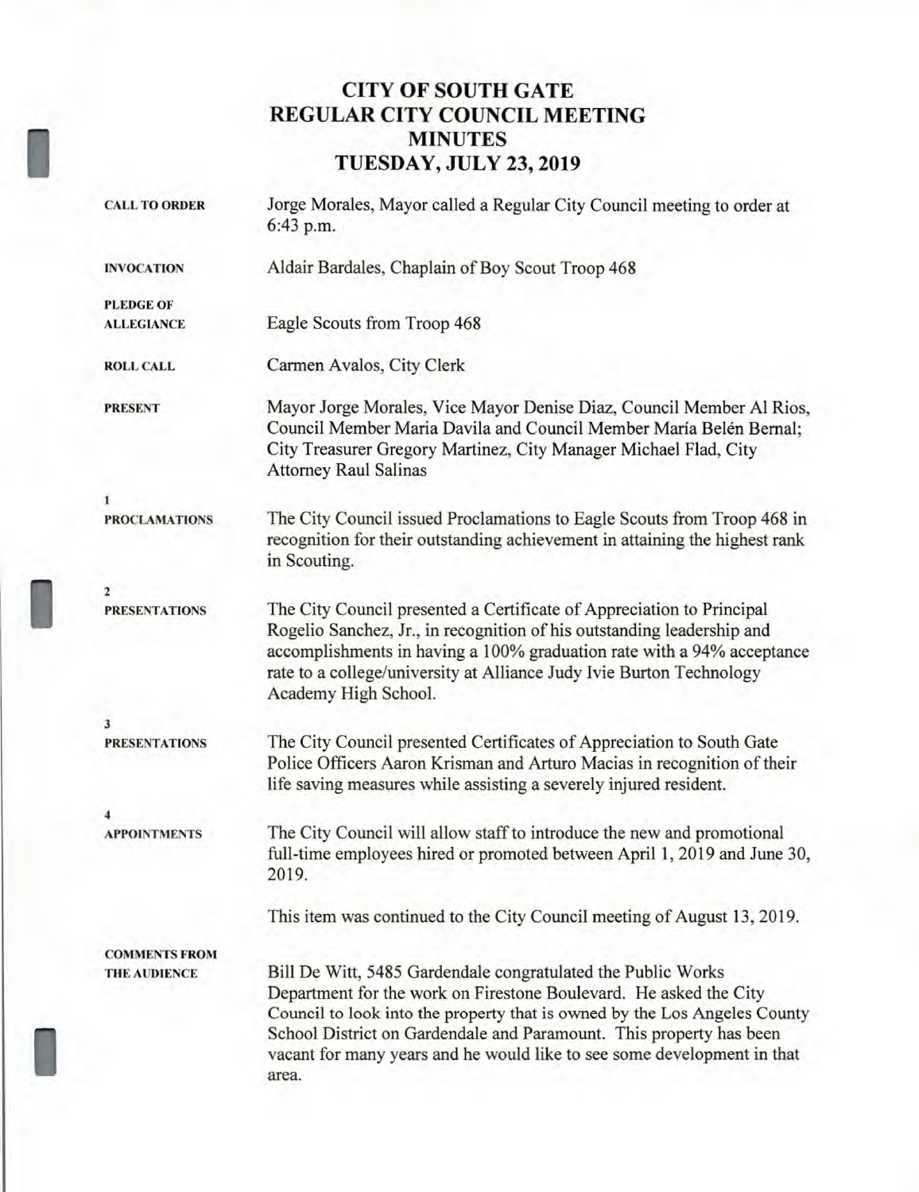# CITY OF SOUTH GATE
# REGULAR CITY COUNCIL MEETING
# MINUTES
# TUESDAY, JULY 23, 2019

**CALL TO ORDER**

Jorge Morales, Mayor called a Regular City Council meeting to order at 6:43 p.m.

**INVOCATION**

Aldair Bardales, Chaplain of Boy Scout Troop 468

**PLEDGE OF ALLEGIANCE**

Eagle Scouts from Troop 468

**ROLL CALL**

Carmen Avalos, City Clerk

**PRESENT**

Mayor Jorge Morales, Vice Mayor Denise Diaz, Council Member Al Rios, Council Member Maria Davila and Council Member María Belén Bernal; City Treasurer Gregory Martinez, City Manager Michael Flad, City Attorney Raul Salinas

**1**
**PROCLAMATIONS**

The City Council issued Proclamations to Eagle Scouts from Troop 468 in recognition for their outstanding achievement in attaining the highest rank in Scouting.

**2**
**PRESENTATIONS**

The City Council presented a Certificate of Appreciation to Principal Rogelio Sanchez, Jr., in recognition of his outstanding leadership and accomplishments in having a 100% graduation rate with a 94% acceptance rate to a college/university at Alliance Judy Ivie Burton Technology Academy High School.

**3**
**PRESENTATIONS**

The City Council presented Certificates of Appreciation to South Gate Police Officers Aaron Krisman and Arturo Macias in recognition of their life saving measures while assisting a severely injured resident.

**4**
**APPOINTMENTS**

The City Council will allow staff to introduce the new and promotional full-time employees hired or promoted between April 1, 2019 and June 30, 2019.

This item was continued to the City Council meeting of August 13, 2019.

**COMMENTS FROM THE AUDIENCE**

Bill De Witt, 5485 Gardendale congratulated the Public Works Department for the work on Firestone Boulevard. He asked the City Council to look into the property that is owned by the Los Angeles County School District on Gardendale and Paramount. This property has been vacant for many years and he would like to see some development in that area.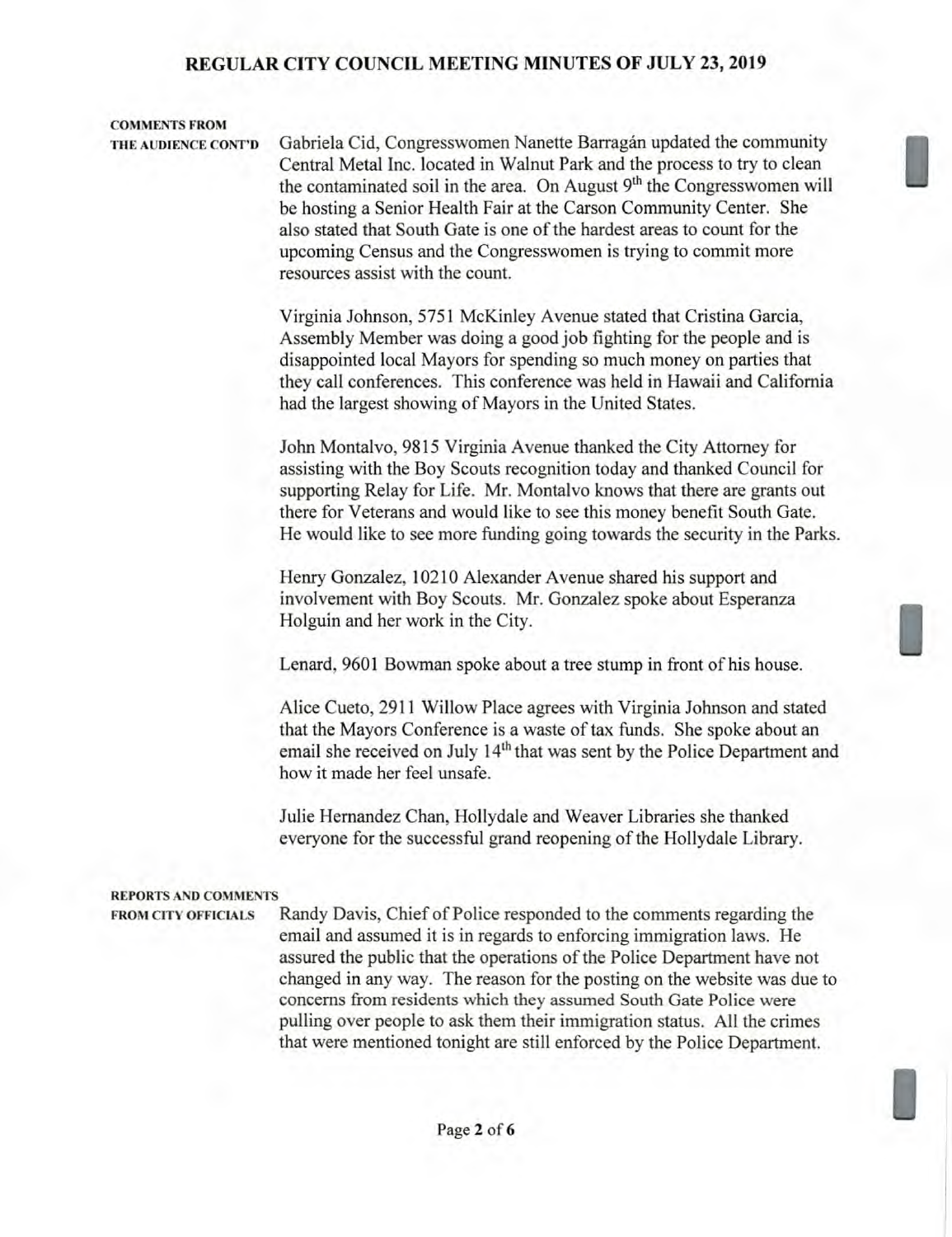**COMMENTS FROM THE AUDIENCE CONT'D**

Gabriela Cid, Congresswomen Nanette Barragán updated the community Central Metal Inc. located in Walnut Park and the process to try to clean the contaminated soil in the area. On August 9th the Congresswomen will be hosting a Senior Health Fair at the Carson Community Center. She also stated that South Gate is one of the hardest areas to count for the upcoming Census and the Congresswomen is trying to commit more resources assist with the count.

Virginia Johnson, 5751 McKinley Avenue stated that Cristina Garcia, Assembly Member was doing a good job fighting for the people and is disappointed local Mayors for spending so much money on parties that they call conferences. This conference was held in Hawaii and California had the largest showing of Mayors in the United States.

John Montalvo, 9815 Virginia Avenue thanked the City Attorney for assisting with the Boy Scouts recognition today and thanked Council for supporting Relay for Life. Mr. Montalvo knows that there are grants out there for Veterans and would like to see this money benefit South Gate. He would like to see more funding going towards the security in the Parks.

Henry Gonzalez, 10210 Alexander Avenue shared his support and involvement with Boy Scouts. Mr. Gonzalez spoke about Esperanza Holguin and her work in the City.

Lenard, 9601 Bowman spoke about a tree stump in front of his house.

Alice Cueto, 2911 Willow Place agrees with Virginia Johnson and stated that the Mayors Conference is a waste of tax funds. She spoke about an email she received on July 14th that was sent by the Police Department and how it made her feel unsafe.

Julie Hernandez Chan, Hollydale and Weaver Libraries she thanked everyone for the successful grand reopening of the Hollydale Library.

**REPORTS AND COMMENTS FROM CITY OFFICIALS**

Randy Davis, Chief of Police responded to the comments regarding the email and assumed it is in regards to enforcing immigration laws. He assured the public that the operations of the Police Department have not changed in any way. The reason for the posting on the website was due to concerns from residents which they assumed South Gate Police were pulling over people to ask them their immigration status. All the crimes that were mentioned tonight are still enforced by the Police Department.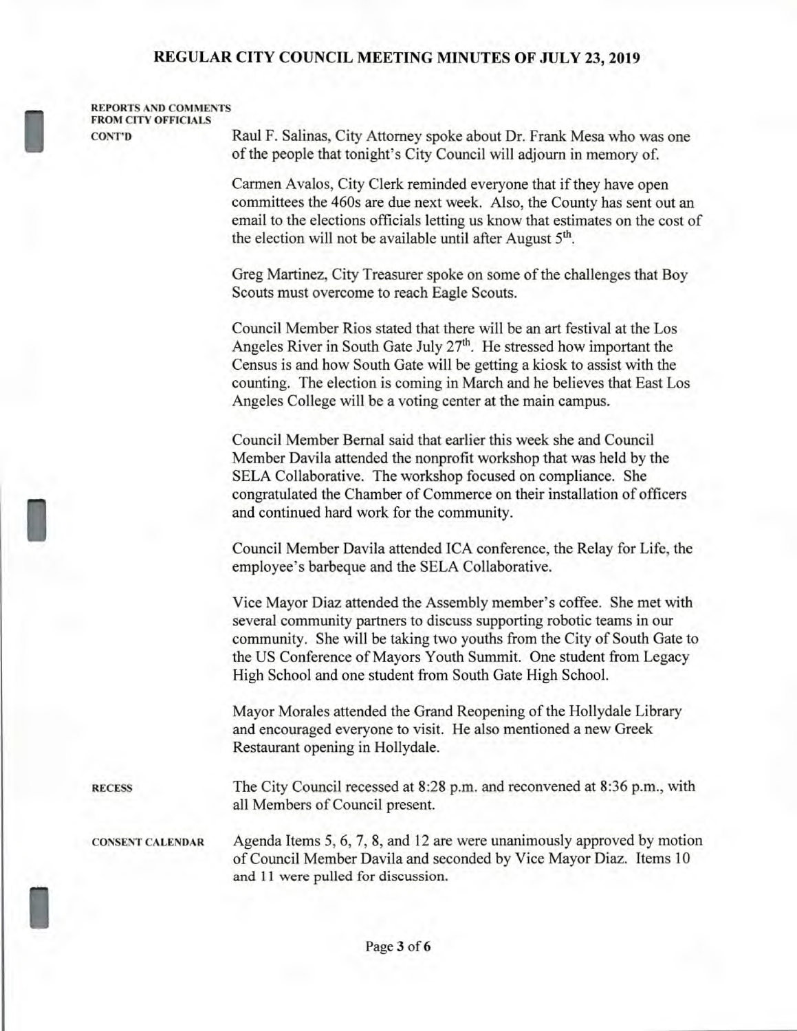**REPORTS AND COMMENTS FROM CITY OFFICIALS CONT'D**

Raul F. Salinas, City Attorney spoke about Dr. Frank Mesa who was one of the people that tonight's City Council will adjourn in memory of.

Carmen Avalos, City Clerk reminded everyone that if they have open committees the 460s are due next week. Also, the County has sent out an email to the elections officials letting us know that estimates on the cost of the election will not be available until after August 5th.

Greg Martinez, City Treasurer spoke on some of the challenges that Boy Scouts must overcome to reach Eagle Scouts.

Council Member Rios stated that there will be an art festival at the Los Angeles River in South Gate July 27th. He stressed how important the Census is and how South Gate will be getting a kiosk to assist with the counting. The election is coming in March and he believes that East Los Angeles College will be a voting center at the main campus.

Council Member Bernal said that earlier this week she and Council Member Davila attended the nonprofit workshop that was held by the SELA Collaborative. The workshop focused on compliance. She congratulated the Chamber of Commerce on their installation of officers and continued hard work for the community.

Council Member Davila attended ICA conference, the Relay for Life, the employee's barbeque and the SELA Collaborative.

Vice Mayor Diaz attended the Assembly member's coffee. She met with several community partners to discuss supporting robotic teams in our community. She will be taking two youths from the City of South Gate to the US Conference of Mayors Youth Summit. One student from Legacy High School and one student from South Gate High School.

Mayor Morales attended the Grand Reopening of the Hollydale Library and encouraged everyone to visit. He also mentioned a new Greek Restaurant opening in Hollydale.

**RECESS**

The City Council recessed at 8:28 p.m. and reconvened at 8:36 p.m., with all Members of Council present.

**CONSENT CALENDAR**

Agenda Items 5, 6, 7, 8, and 12 are were unanimously approved by motion of Council Member Davila and seconded by Vice Mayor Diaz. Items 10 and 11 were pulled for discussion.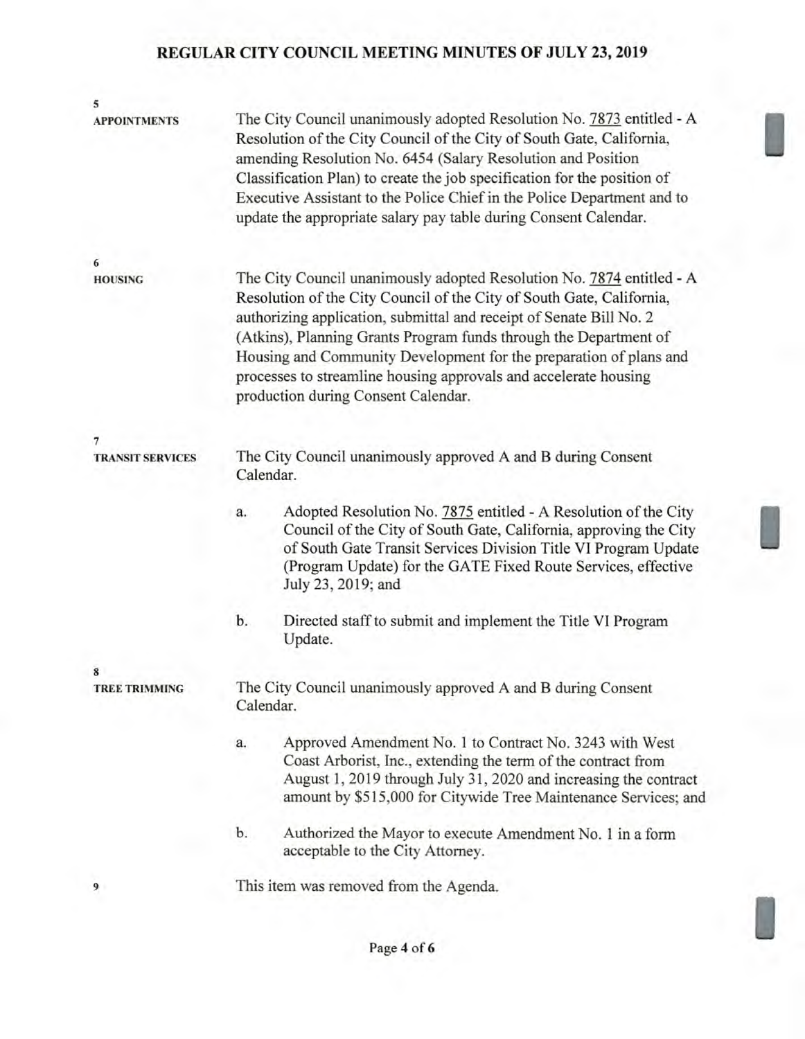**5**
**APPOINTMENTS**

The City Council unanimously adopted Resolution No. 7873 entitled - A Resolution of the City Council of the City of South Gate, California, amending Resolution No. 6454 (Salary Resolution and Position Classification Plan) to create the job specification for the position of Executive Assistant to the Police Chief in the Police Department and to update the appropriate salary pay table during Consent Calendar.

**6**
**HOUSING**

The City Council unanimously adopted Resolution No. 7874 entitled - A Resolution of the City Council of the City of South Gate, California, authorizing application, submittal and receipt of Senate Bill No. 2 (Atkins), Planning Grants Program funds through the Department of Housing and Community Development for the preparation of plans and processes to streamline housing approvals and accelerate housing production during Consent Calendar.

**7**
**TRANSIT SERVICES**

The City Council unanimously approved A and B during Consent Calendar.

a. Adopted Resolution No. 7875 entitled - A Resolution of the City Council of the City of South Gate, California, approving the City of South Gate Transit Services Division Title VI Program Update (Program Update) for the GATE Fixed Route Services, effective July 23, 2019; and

b. Directed staff to submit and implement the Title VI Program Update.

**8**
**TREE TRIMMING**

The City Council unanimously approved A and B during Consent Calendar.

a. Approved Amendment No. 1 to Contract No. 3243 with West Coast Arborist, Inc., extending the term of the contract from August 1, 2019 through July 31, 2020 and increasing the contract amount by $515,000 for Citywide Tree Maintenance Services; and

b. Authorized the Mayor to execute Amendment No. 1 in a form acceptable to the City Attorney.

**9**

This item was removed from the Agenda.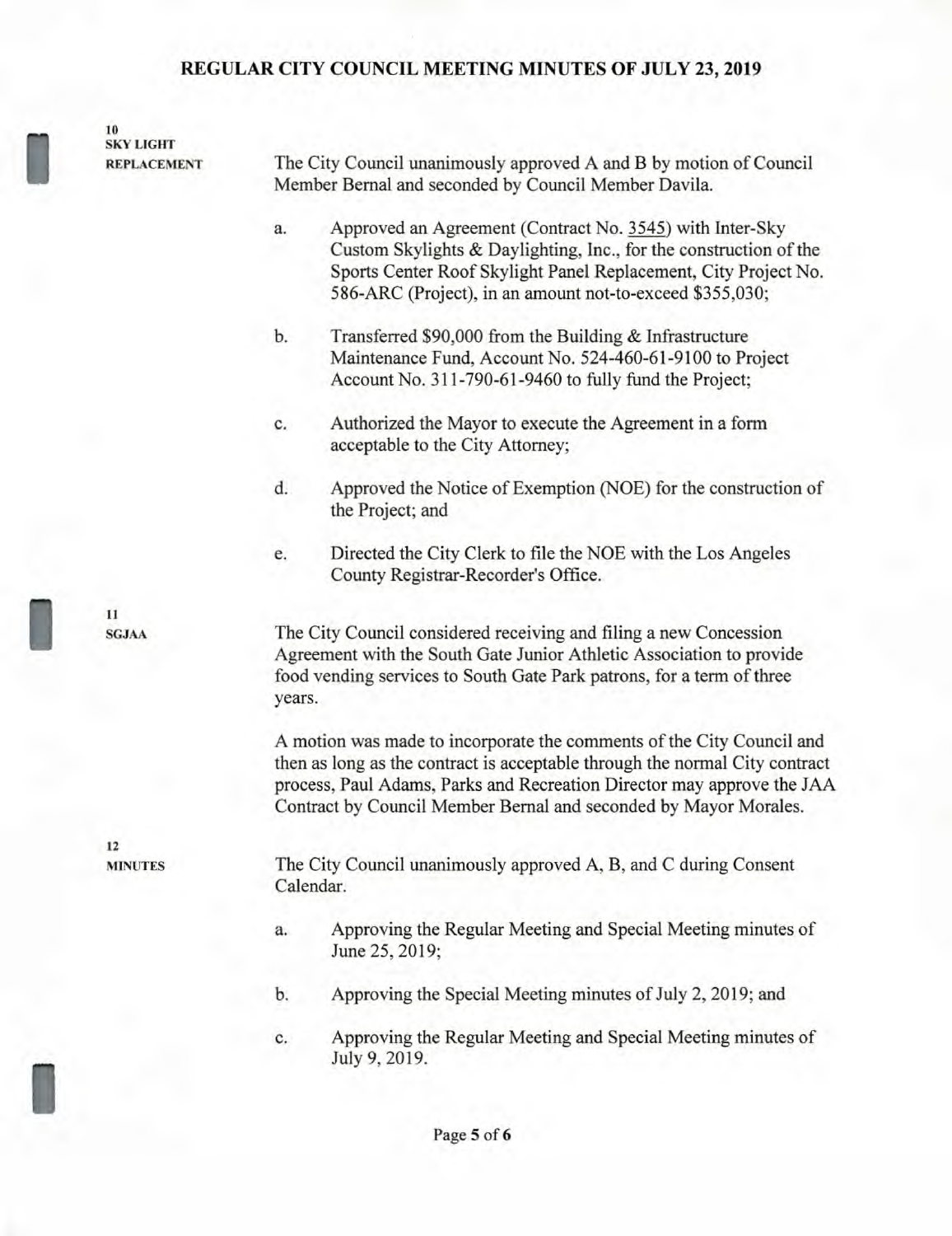**10**
**SKY LIGHT REPLACEMENT**

The City Council unanimously approved A and B by motion of Council Member Bernal and seconded by Council Member Davila.

a. Approved an Agreement (Contract No. 3545) with Inter-Sky Custom Skylights & Daylighting, Inc., for the construction of the Sports Center Roof Skylight Panel Replacement, City Project No. 586-ARC (Project), in an amount not-to-exceed $355,030;

b. Transferred $90,000 from the Building & Infrastructure Maintenance Fund, Account No. 524-460-61-9100 to Project Account No. 311-790-61-9460 to fully fund the Project;

c. Authorized the Mayor to execute the Agreement in a form acceptable to the City Attorney;

d. Approved the Notice of Exemption (NOE) for the construction of the Project; and

e. Directed the City Clerk to file the NOE with the Los Angeles County Registrar-Recorder's Office.

**11**
**SGJAA**

The City Council considered receiving and filing a new Concession Agreement with the South Gate Junior Athletic Association to provide food vending services to South Gate Park patrons, for a term of three years.

A motion was made to incorporate the comments of the City Council and then as long as the contract is acceptable through the normal City contract process, Paul Adams, Parks and Recreation Director may approve the JAA Contract by Council Member Bernal and seconded by Mayor Morales.

**12**
**MINUTES**

The City Council unanimously approved A, B, and C during Consent Calendar.

a. Approving the Regular Meeting and Special Meeting minutes of June 25, 2019;

b. Approving the Special Meeting minutes of July 2, 2019; and

c. Approving the Regular Meeting and Special Meeting minutes of July 9, 2019.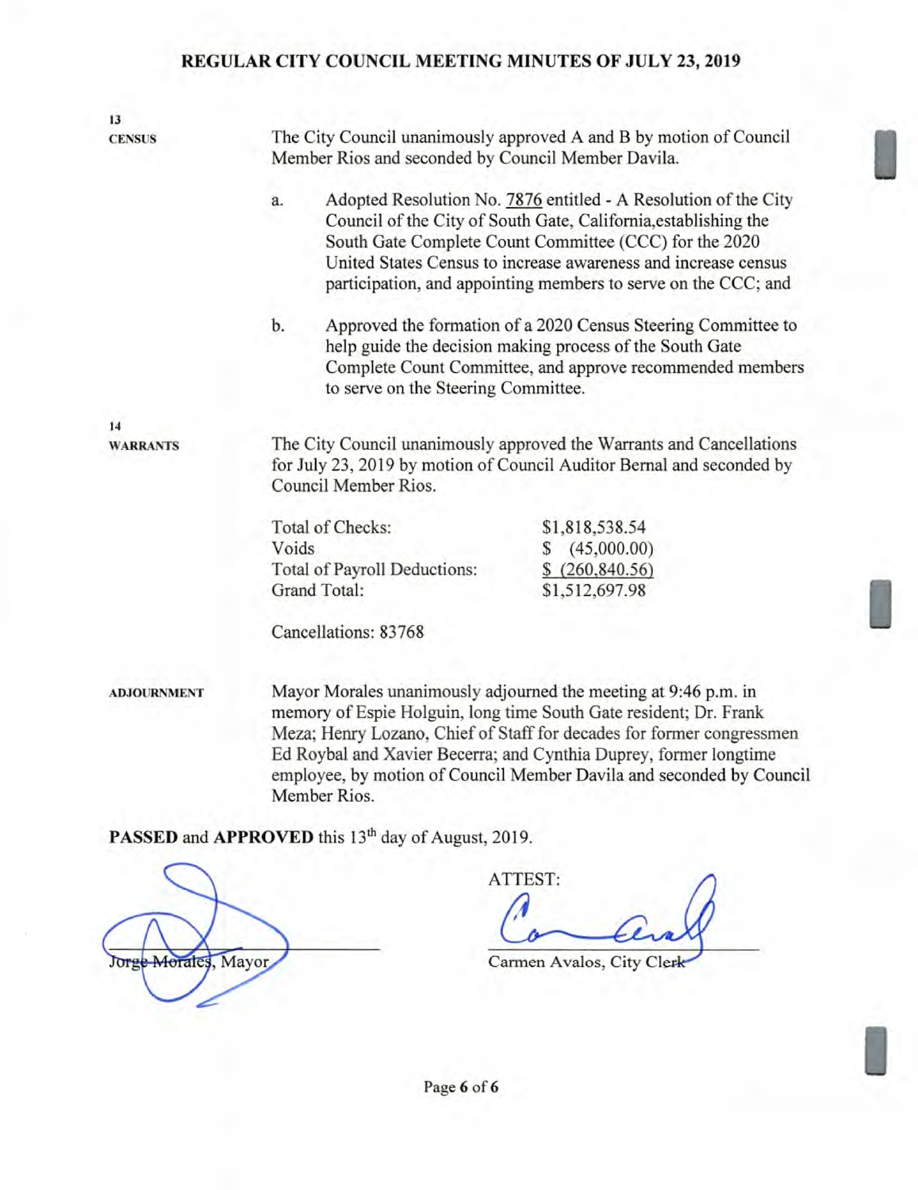**13**
**CENSUS**

The City Council unanimously approved A and B by motion of Council Member Rios and seconded by Council Member Davila.

a. Adopted Resolution No. 7876 entitled - A Resolution of the City Council of the City of South Gate, California,establishing the South Gate Complete Count Committee (CCC) for the 2020 United States Census to increase awareness and increase census participation, and appointing members to serve on the CCC; and

b. Approved the formation of a 2020 Census Steering Committee to help guide the decision making process of the South Gate Complete Count Committee, and approve recommended members to serve on the Steering Committee.

**14**
**WARRANTS**

The City Council unanimously approved the Warrants and Cancellations for July 23, 2019 by motion of Council Auditor Bernal and seconded by Council Member Rios.

| | |
|---|---|
| Total of Checks: | $1,818,538.54 |
| Voids | $ (45,000.00) |
| Total of Payroll Deductions: | $ (260,840.56) |
| Grand Total: | $1,512,697.98 |

Cancellations: 83768

**ADJOURNMENT**

Mayor Morales unanimously adjourned the meeting at 9:46 p.m. in memory of Espie Holguin, long time South Gate resident; Dr. Frank Meza; Henry Lozano, Chief of Staff for decades for former congressmen Ed Roybal and Xavier Becerra; and Cynthia Duprey, former longtime employee, by motion of Council Member Davila and seconded by Council Member Rios.

**PASSED** and **APPROVED** this 13th day of August, 2019.

Jorge Morales, Mayor

ATTEST:

Carmen Avalos, City Clerk